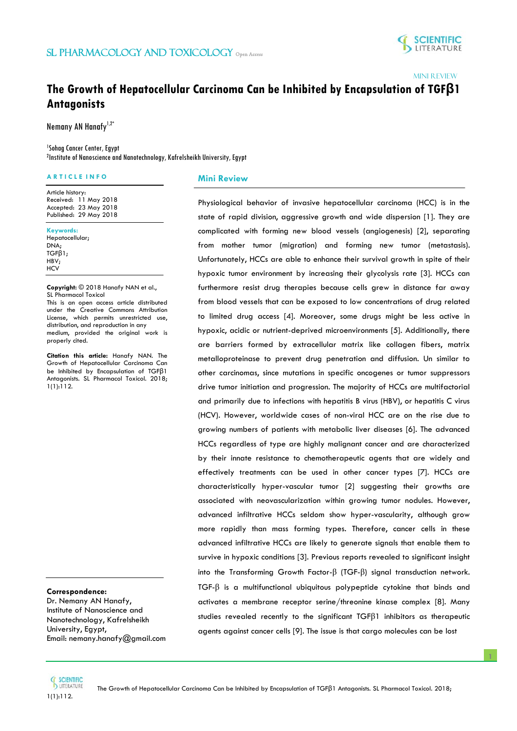# The Growth of Hepatocellular Carcinoma Can be Inhibited by Encapsulation of TGFβ1 Antagonists

MINI REVIEW

Nemany AN Hanafy[1,2*]

[1]Sohag Cancer Center, Egypt
[2]Institute of Nanoscience and Nanotechnology, Kafrelsheikh University, Egypt

**ARTICLE INFO**

Article history:
Received: 11 May 2018
Accepted: 23 May 2018
Published: 29 May 2018

**Keywords:**
Hepatocellular;
DNA;
TGFβ1;
HBV;
HCV

**Copyright:** © 2018 Hanafy NAN et al., SL Pharmacol Toxicol
This is an open access article distributed under the Creative Commons Attribution License, which permits unrestricted use, distribution, and reproduction in any medium, provided the original work is properly cited.

**Citation this article:** Hanafy NAN. The Growth of Hepatocellular Carcinoma Can be Inhibited by Encapsulation of TGFβ1 Antagonists. SL Pharmacol Toxicol. 2018; 1(1):112.

**Correspondence:**
Dr. Nemany AN Hanafy,
Institute of Nanoscience and Nanotechnology, Kafrelsheikh University, Egypt,
Email: nemany.hanafy@gmail.com

## Mini Review

Physiological behavior of invasive hepatocellular carcinoma (HCC) is in the state of rapid division, aggressive growth and wide dispersion [1]. They are complicated with forming new blood vessels (angiogenesis) [2], separating from mother tumor (migration) and forming new tumor (metastasis). Unfortunately, HCCs are able to enhance their survival growth in spite of their hypoxic tumor environment by increasing their glycolysis rate [3]. HCCs can furthermore resist drug therapies because cells grew in distance far away from blood vessels that can be exposed to low concentrations of drug related to limited drug access [4]. Moreover, some drugs might be less active in hypoxic, acidic or nutrient-deprived microenvironments [5]. Additionally, there are barriers formed by extracellular matrix like collagen fibers, matrix metalloproteinase to prevent drug penetration and diffusion. Un similar to other carcinomas, since mutations in specific oncogenes or tumor suppressors drive tumor initiation and progression. The majority of HCCs are multifactorial and primarily due to infections with hepatitis B virus (HBV), or hepatitis C virus (HCV). However, worldwide cases of non-viral HCC are on the rise due to growing numbers of patients with metabolic liver diseases [6]. The advanced HCCs regardless of type are highly malignant cancer and are characterized by their innate resistance to chemotherapeutic agents that are widely and effectively treatments can be used in other cancer types [7]. HCCs are characteristically hyper-vascular tumor [2] suggesting their growths are associated with neovascularization within growing tumor nodules. However, advanced infiltrative HCCs seldom show hyper-vascularity, although grow more rapidly than mass forming types. Therefore, cancer cells in these advanced infiltrative HCCs are likely to generate signals that enable them to survive in hypoxic conditions [3]. Previous reports revealed to significant insight into the Transforming Growth Factor-β (TGF-β) signal transduction network. TGF-β is a multifunctional ubiquitous polypeptide cytokine that binds and activates a membrane receptor serine/threonine kinase complex [8]. Many studies revealed recently to the significant TGFβ1 inhibitors as therapeutic agents against cancer cells [9]. The issue is that cargo molecules can be lost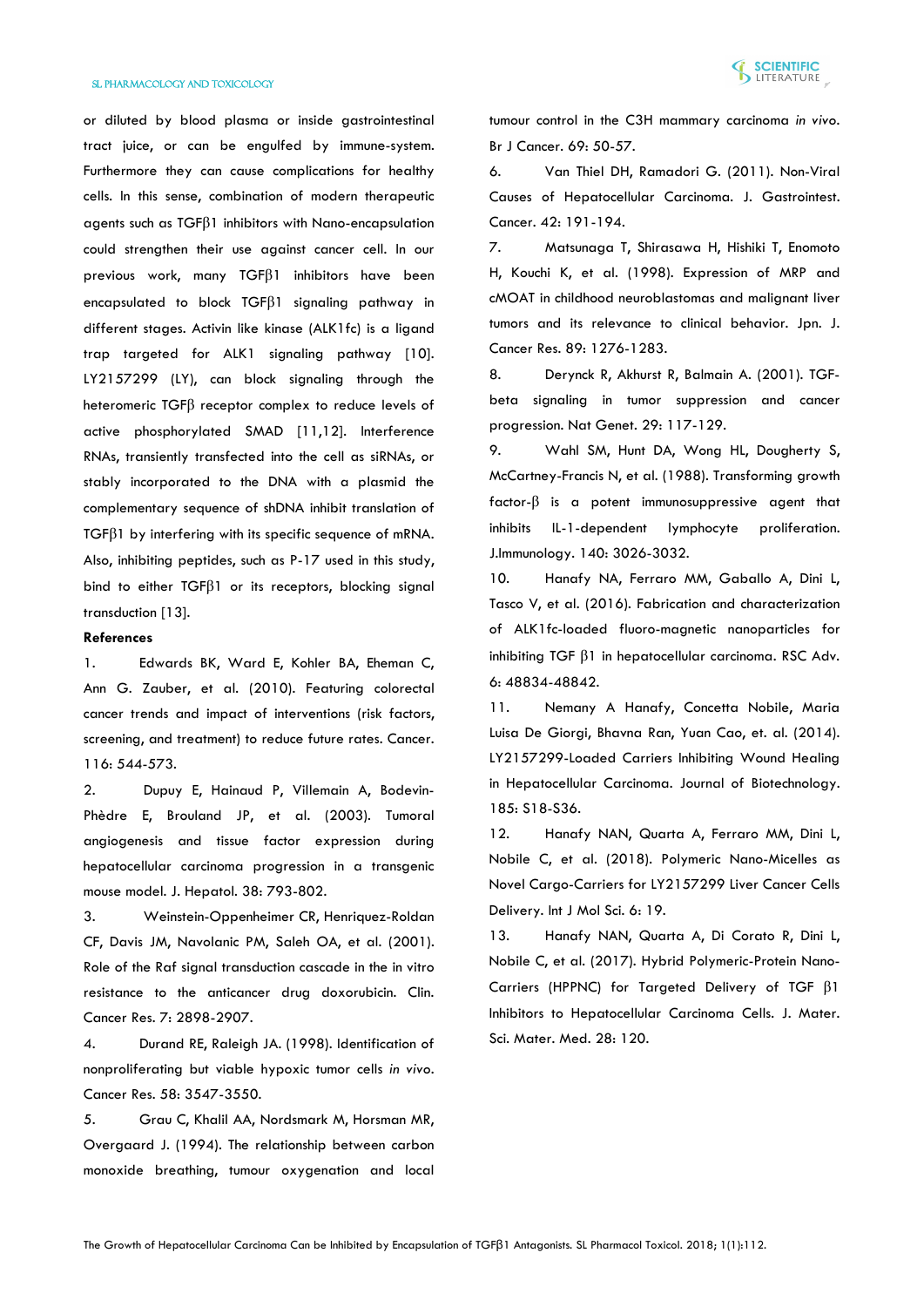or diluted by blood plasma or inside gastrointestinal tract juice, or can be engulfed by immune-system. Furthermore they can cause complications for healthy cells. In this sense, combination of modern therapeutic agents such as TGFβ1 inhibitors with Nano-encapsulation could strengthen their use against cancer cell. In our previous work, many TGFβ1 inhibitors have been encapsulated to block TGFβ1 signaling pathway in different stages. Activin like kinase (ALK1fc) is a ligand trap targeted for ALK1 signaling pathway [10]. LY2157299 (LY), can block signaling through the heteromeric TGFβ receptor complex to reduce levels of active phosphorylated SMAD [11,12]. Interference RNAs, transiently transfected into the cell as siRNAs, or stably incorporated to the DNA with a plasmid the complementary sequence of shDNA inhibit translation of TGFβ1 by interfering with its specific sequence of mRNA. Also, inhibiting peptides, such as P-17 used in this study, bind to either TGFβ1 or its receptors, blocking signal transduction [13].

**References**

1. Edwards BK, Ward E, Kohler BA, Eheman C, Ann G. Zauber, et al. (2010). Featuring colorectal cancer trends and impact of interventions (risk factors, screening, and treatment) to reduce future rates. Cancer. 116: 544-573.
2. Dupuy E, Hainaud P, Villemain A, Bodevin-Phèdre E, Brouland JP, et al. (2003). Tumoral angiogenesis and tissue factor expression during hepatocellular carcinoma progression in a transgenic mouse model. J. Hepatol. 38: 793-802.
3. Weinstein-Oppenheimer CR, Henriquez-Roldan CF, Davis JM, Navolanic PM, Saleh OA, et al. (2001). Role of the Raf signal transduction cascade in the in vitro resistance to the anticancer drug doxorubicin. Clin. Cancer Res. 7: 2898-2907.
4. Durand RE, Raleigh JA. (1998). Identification of nonproliferating but viable hypoxic tumor cells *in vivo*. Cancer Res. 58: 3547-3550.
5. Grau C, Khalil AA, Nordsmark M, Horsman MR, Overgaard J. (1994). The relationship between carbon monoxide breathing, tumour oxygenation and local tumour control in the C3H mammary carcinoma *in vivo*. Br J Cancer. 69: 50-57.
6. Van Thiel DH, Ramadori G. (2011). Non-Viral Causes of Hepatocellular Carcinoma. J. Gastrointest. Cancer. 42: 191-194.
7. Matsunaga T, Shirasawa H, Hishiki T, Enomoto H, Kouchi K, et al. (1998). Expression of MRP and cMOAT in childhood neuroblastomas and malignant liver tumors and its relevance to clinical behavior. Jpn. J. Cancer Res. 89: 1276-1283.
8. Derynck R, Akhurst R, Balmain A. (2001). TGF-beta signaling in tumor suppression and cancer progression. Nat Genet. 29: 117-129.
9. Wahl SM, Hunt DA, Wong HL, Dougherty S, McCartney-Francis N, et al. (1988). Transforming growth factor-β is a potent immunosuppressive agent that inhibits IL-1-dependent lymphocyte proliferation. J.Immunology. 140: 3026-3032.
10. Hanafy NA, Ferraro MM, Gaballo A, Dini L, Tasco V, et al. (2016). Fabrication and characterization of ALK1fc-loaded fluoro-magnetic nanoparticles for inhibiting TGF β1 in hepatocellular carcinoma. RSC Adv. 6: 48834-48842.
11. Nemany A Hanafy, Concetta Nobile, Maria Luisa De Giorgi, Bhavna Ran, Yuan Cao, et. al. (2014). LY2157299-Loaded Carriers Inhibiting Wound Healing in Hepatocellular Carcinoma. Journal of Biotechnology. 185: S18-S36.
12. Hanafy NAN, Quarta A, Ferraro MM, Dini L, Nobile C, et al. (2018). Polymeric Nano-Micelles as Novel Cargo-Carriers for LY2157299 Liver Cancer Cells Delivery. Int J Mol Sci. 6: 19.
13. Hanafy NAN, Quarta A, Di Corato R, Dini L, Nobile C, et al. (2017). Hybrid Polymeric-Protein Nano-Carriers (HPPNC) for Targeted Delivery of TGF β1 Inhibitors to Hepatocellular Carcinoma Cells. J. Mater. Sci. Mater. Med. 28: 120.